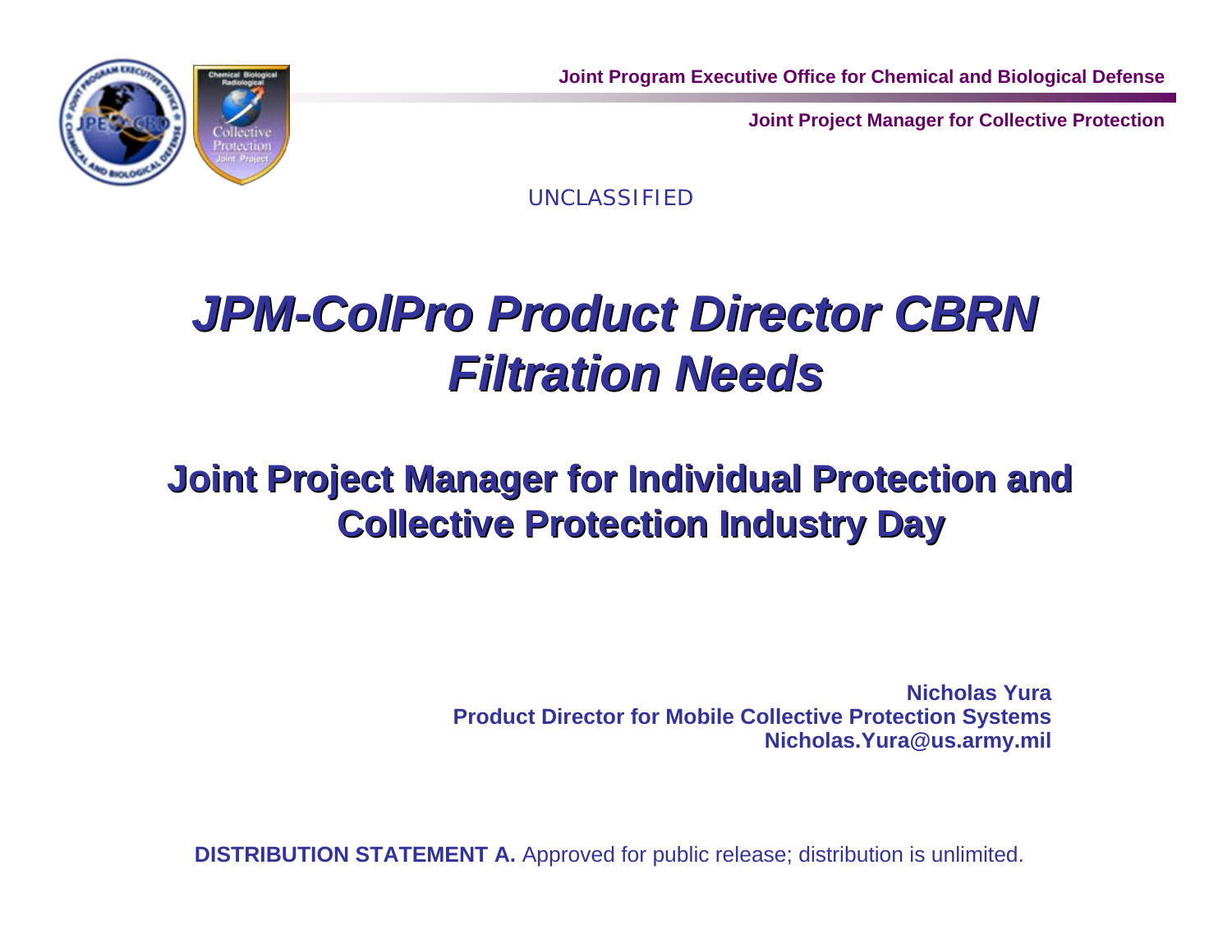Joint Program Executive Office for Chemical and Biological Defense

Joint Project Manager for Collective Protection

UNCLASSIFIED

# *JPM-ColPro Product Director CBRN Filtration Needs*

## Joint Project Manager for Individual Protection and Collective Protection Industry Day

**Nicholas Yura**
**Product Director for Mobile Collective Protection Systems**
**Nicholas.Yura@us.army.mil**

**DISTRIBUTION STATEMENT A.** Approved for public release; distribution is unlimited.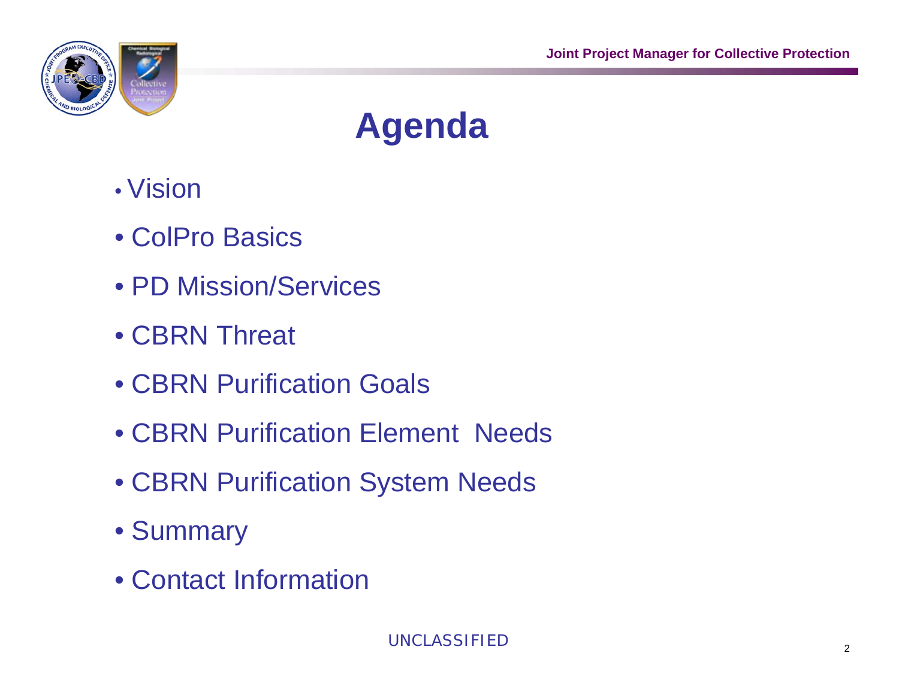# Agenda

- Vision
- ColPro Basics
- PD Mission/Services
- CBRN Threat
- CBRN Purification Goals
- CBRN Purification Element Needs
- CBRN Purification System Needs
- Summary
- Contact Information

UNCLASSIFIED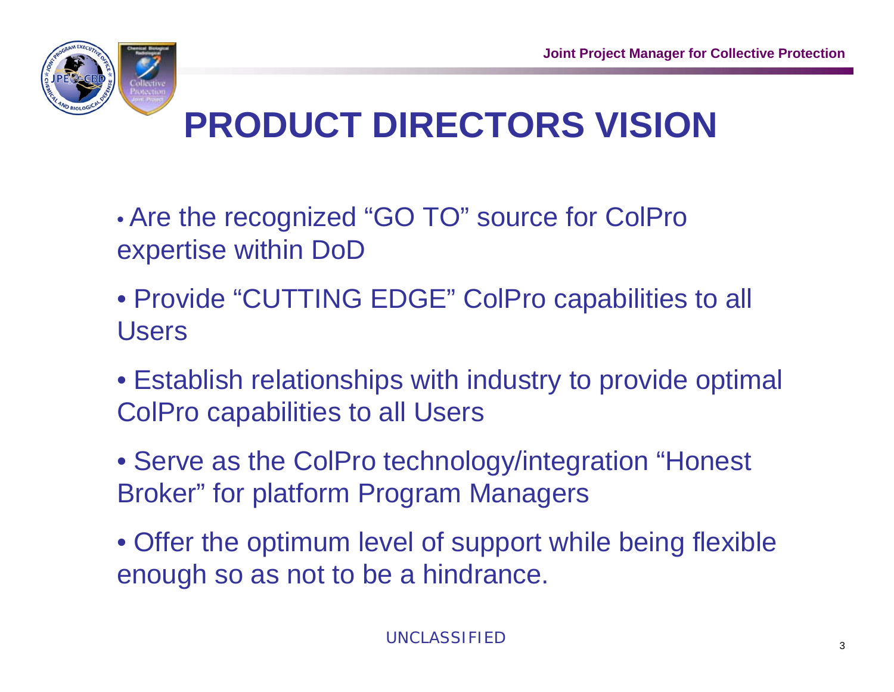# PRODUCT DIRECTORS VISION

- Are the recognized “GO TO” source for ColPro expertise within DoD
- Provide “CUTTING EDGE” ColPro capabilities to all Users
- Establish relationships with industry to provide optimal ColPro capabilities to all Users
- Serve as the ColPro technology/integration “Honest Broker” for platform Program Managers
- Offer the optimum level of support while being flexible enough so as not to be a hindrance.

UNCLASSIFIED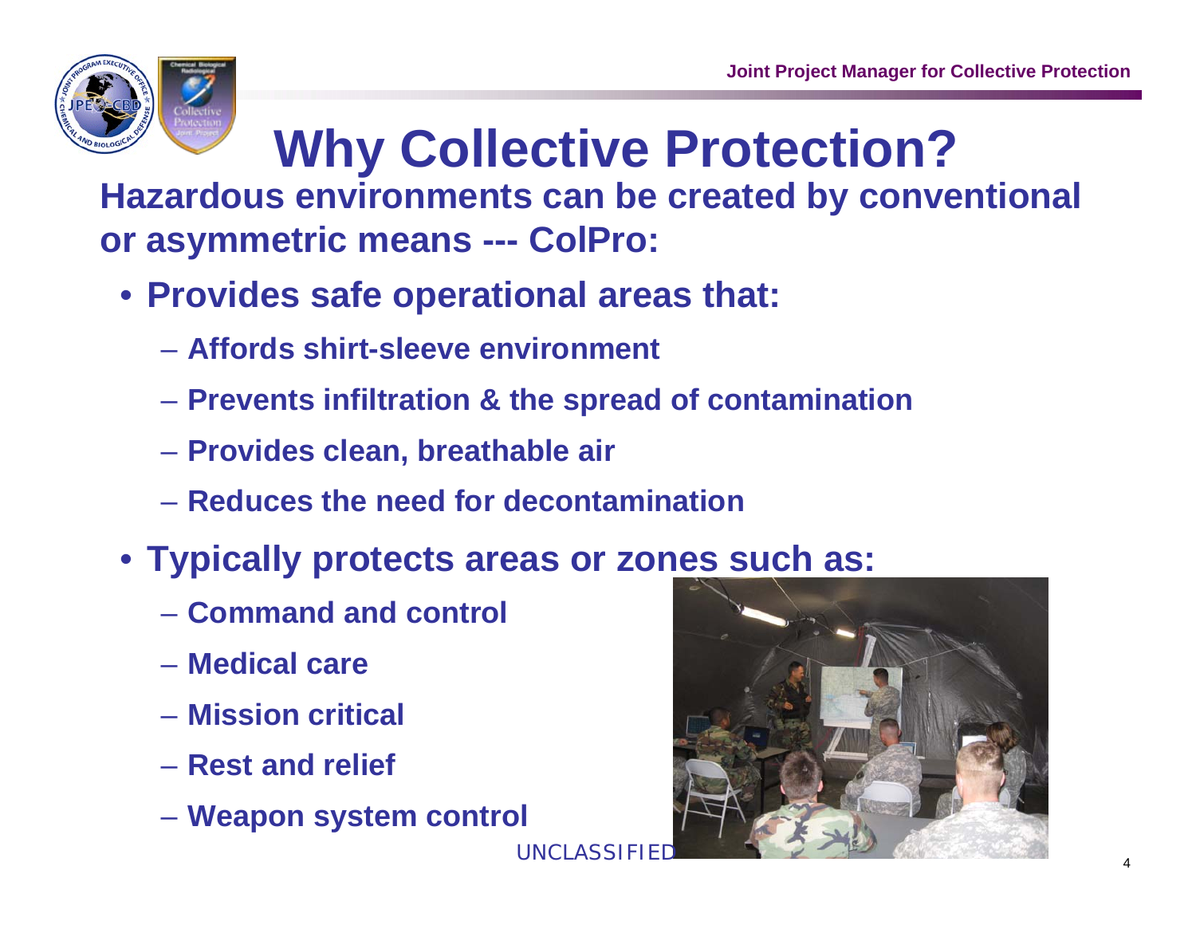# Why Collective Protection?

**Hazardous environments can be created by conventional or asymmetric means --- ColPro:**

- **Provides safe operational areas that:**
  - **Affords shirt-sleeve environment**
  - **Prevents infiltration & the spread of contamination**
  - **Provides clean, breathable air**
  - **Reduces the need for decontamination**
- **Typically protects areas or zones such as:**
  - **Command and control**
  - **Medical care**
  - **Mission critical**
  - **Rest and relief**
  - **Weapon system control**

UNCLASSIFIED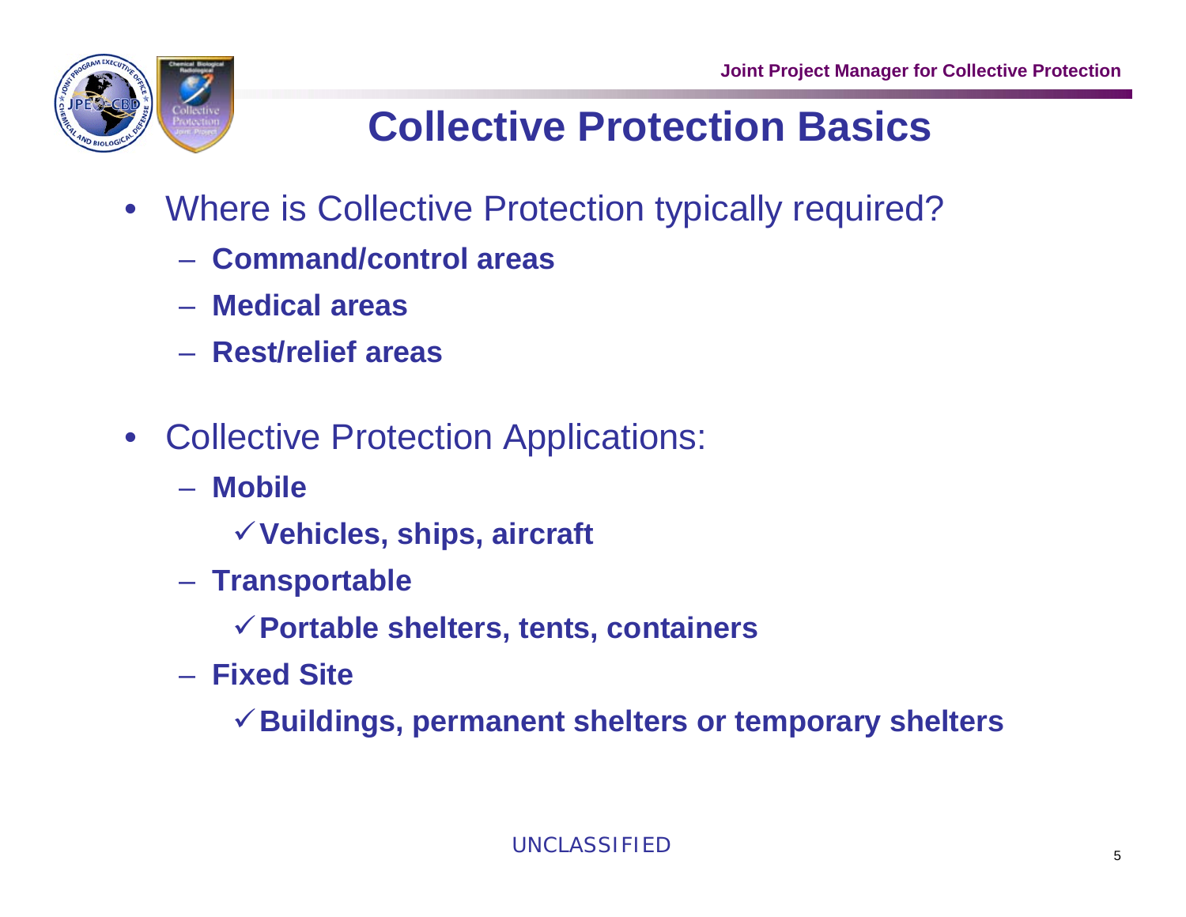# Collective Protection Basics

- Where is Collective Protection typically required?
  - **Command/control areas**
  - **Medical areas**
  - **Rest/relief areas**

- Collective Protection Applications:
  - **Mobile**
    - ✓**Vehicles, ships, aircraft**
  - **Transportable**
    - ✓**Portable shelters, tents, containers**
  - **Fixed Site**
    - ✓**Buildings, permanent shelters or temporary shelters**

UNCLASSIFIED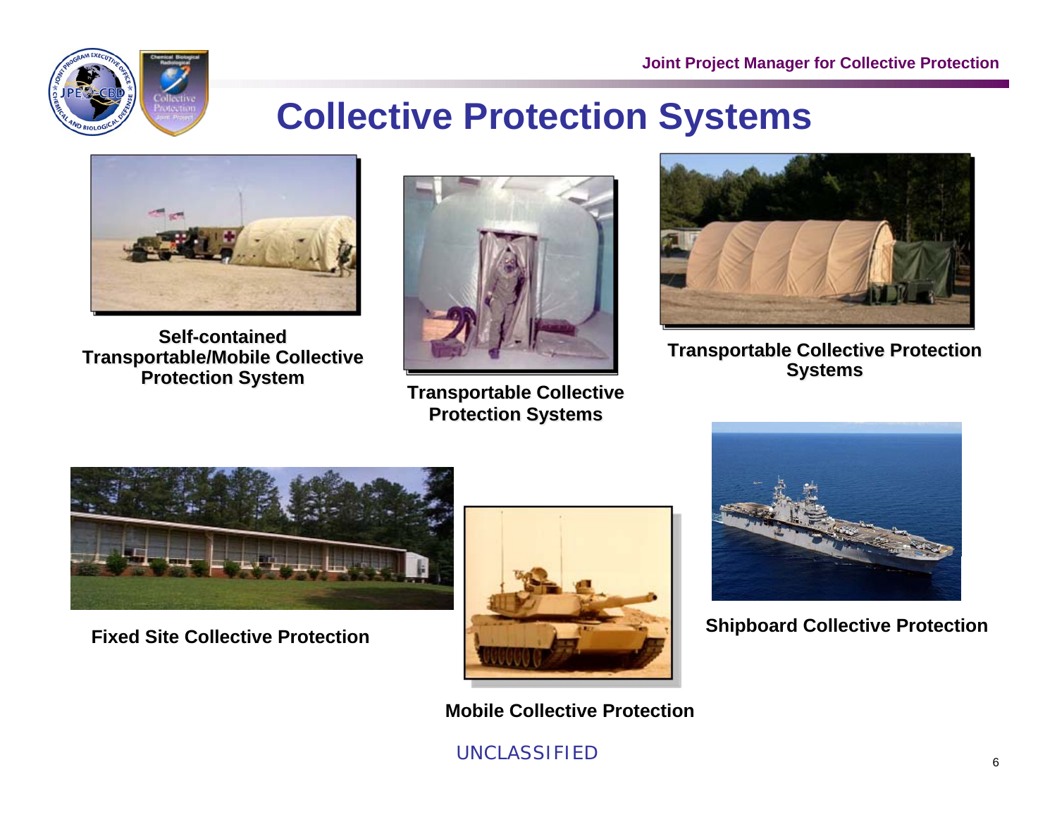# Collective Protection Systems

Self-contained Transportable/Mobile Collective Protection System

Transportable Collective Protection Systems

Transportable Collective Protection Systems

Fixed Site Collective Protection

Mobile Collective Protection

Shipboard Collective Protection

UNCLASSIFIED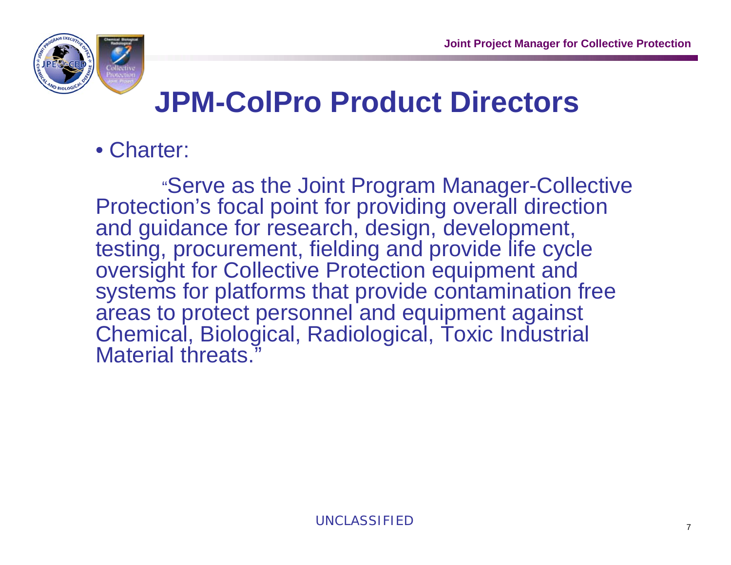# JPM-ColPro Product Directors

- Charter:

"Serve as the Joint Program Manager-Collective Protection's focal point for providing overall direction and guidance for research, design, development, testing, procurement, fielding and provide life cycle oversight for Collective Protection equipment and systems for platforms that provide contamination free areas to protect personnel and equipment against Chemical, Biological, Radiological, Toxic Industrial Material threats."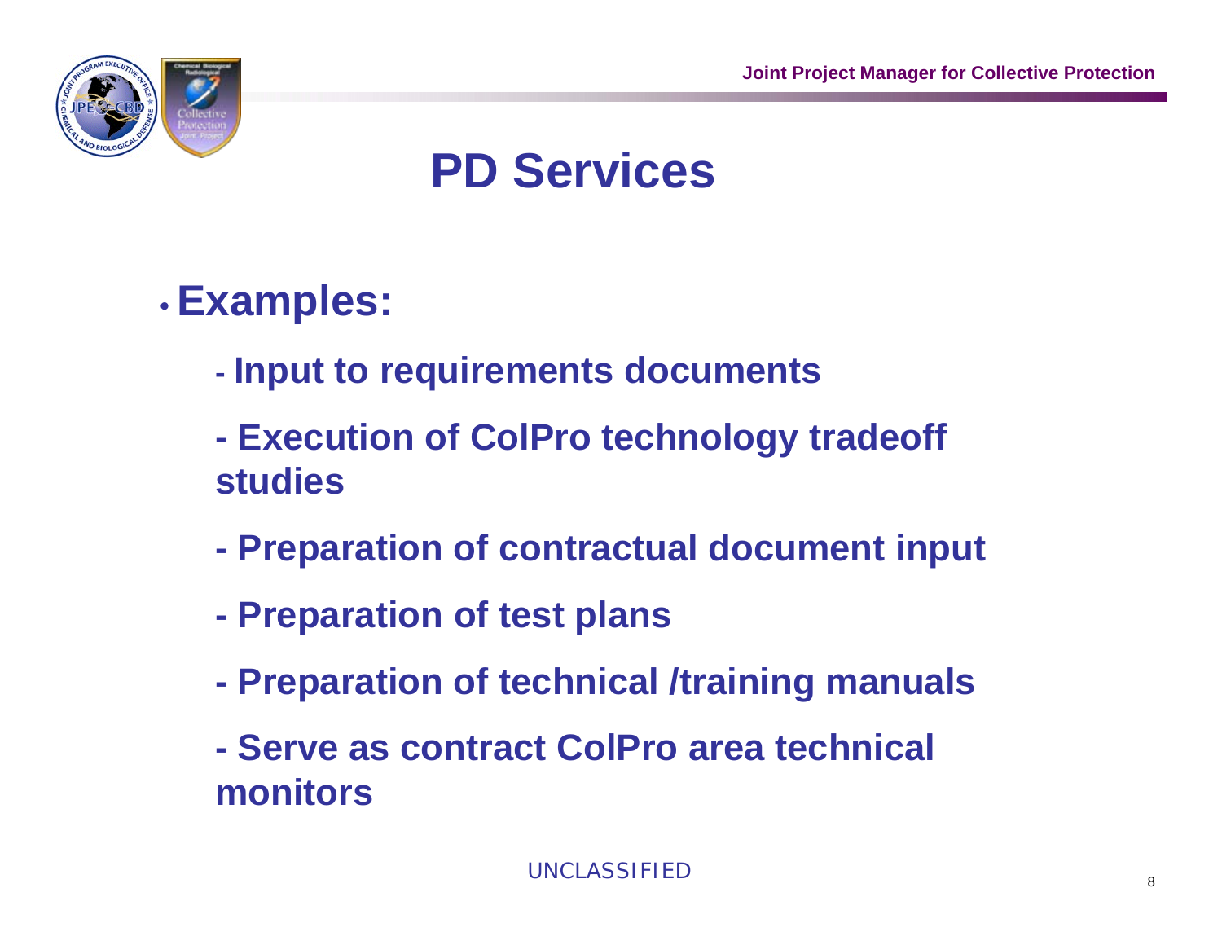# PD Services

- **Examples:**
  - **Input to requirements documents**
  - **Execution of ColPro technology tradeoff studies**
  - **Preparation of contractual document input**
  - **Preparation of test plans**
  - **Preparation of technical /training manuals**
  - **Serve as contract ColPro area technical monitors**

UNCLASSIFIED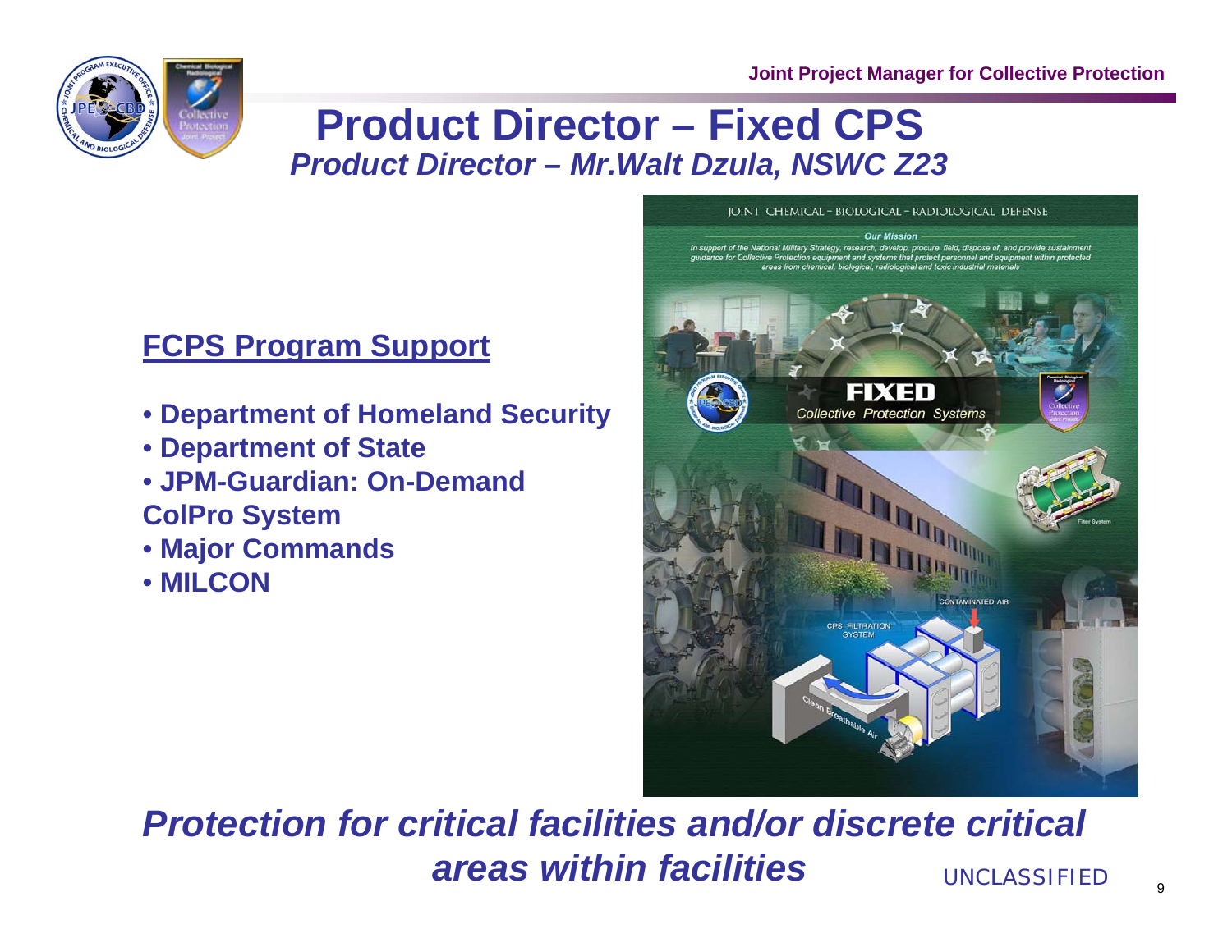# Product Director – Fixed CPS

*Product Director – Mr.Walt Dzula, NSWC Z23*

## FCPS Program Support

- **Department of Homeland Security**
- **Department of State**
- **JPM-Guardian: On-Demand ColPro System**
- **Major Commands**
- **MILCON**

***Protection for critical facilities and/or discrete critical areas within facilities***

UNCLASSIFIED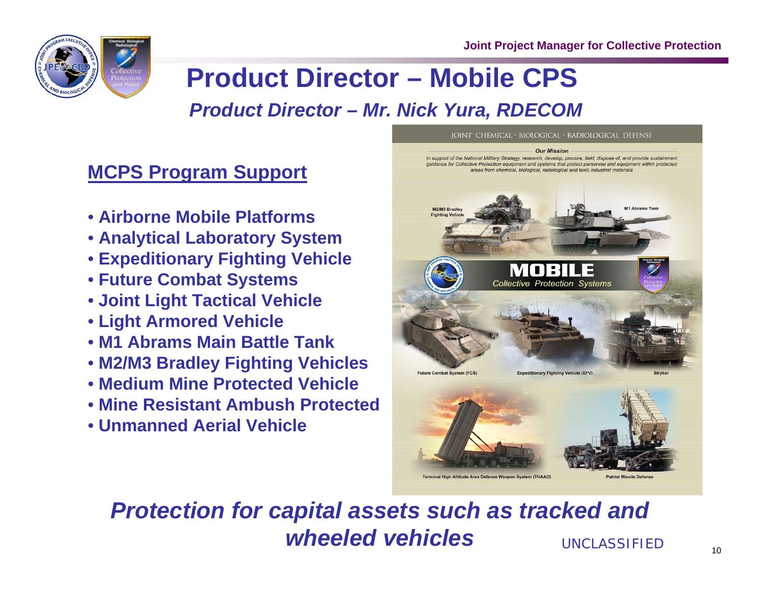# Product Director – Mobile CPS

## *Product Director – Mr. Nick Yura, RDECOM*

### MCPS Program Support

- **Airborne Mobile Platforms**
- **Analytical Laboratory System**
- **Expeditionary Fighting Vehicle**
- **Future Combat Systems**
- **Joint Light Tactical Vehicle**
- **Light Armored Vehicle**
- **M1 Abrams Main Battle Tank**
- **M2/M3 Bradley Fighting Vehicles**
- **Medium Mine Protected Vehicle**
- **Mine Resistant Ambush Protected**
- **Unmanned Aerial Vehicle**

JOINT CHEMICAL – BIOLOGICAL – RADIOLOGICAL DEFENSE

**Our Mission**

*In support of the National Military Strategy, research, develop, procure, field, dispose of, and provide sustainment guidance for Collective Protection equipment and systems that protect personnel and equipment within protected areas from chemical, biological, radiological and toxic industrial materials*

M2/M3 Bradley Fighting Vehicle — M1 Abrams Tank

**MOBILE** *Collective Protection Systems*

Future Combat System (FCS) — Expeditionary Fighting Vehicle (EFV) — Stryker

Terminal High Altitude Area Defense Weapon System (THAAD) — Patriot Missile Defense

***Protection for capital assets such as tracked and wheeled vehicles***

UNCLASSIFIED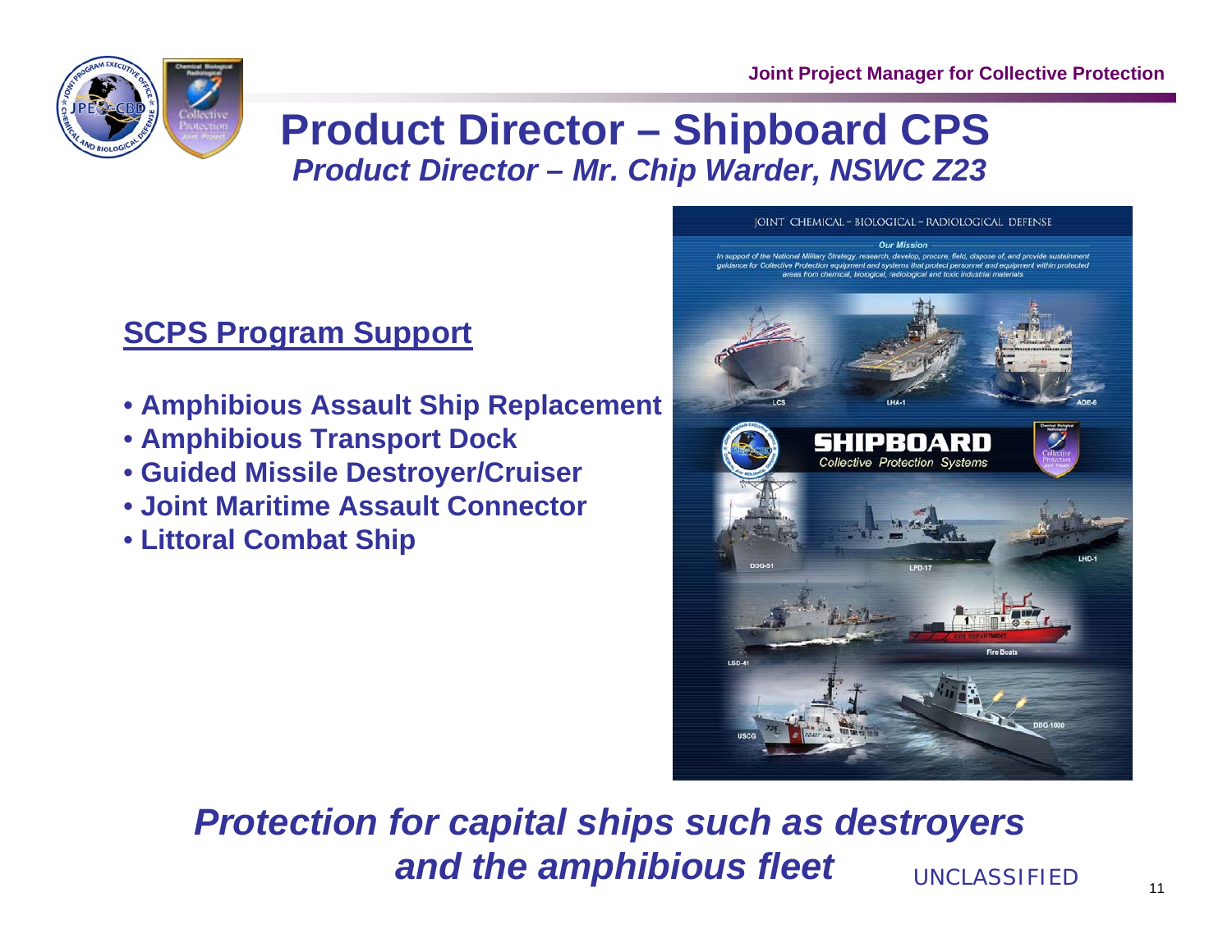# Product Director – Shipboard CPS

*Product Director – Mr. Chip Warder, NSWC Z23*

## SCPS Program Support

- **Amphibious Assault Ship Replacement**
- **Amphibious Transport Dock**
- **Guided Missile Destroyer/Cruiser**
- **Joint Maritime Assault Connector**
- **Littoral Combat Ship**

***Protection for capital ships such as destroyers and the amphibious fleet***

UNCLASSIFIED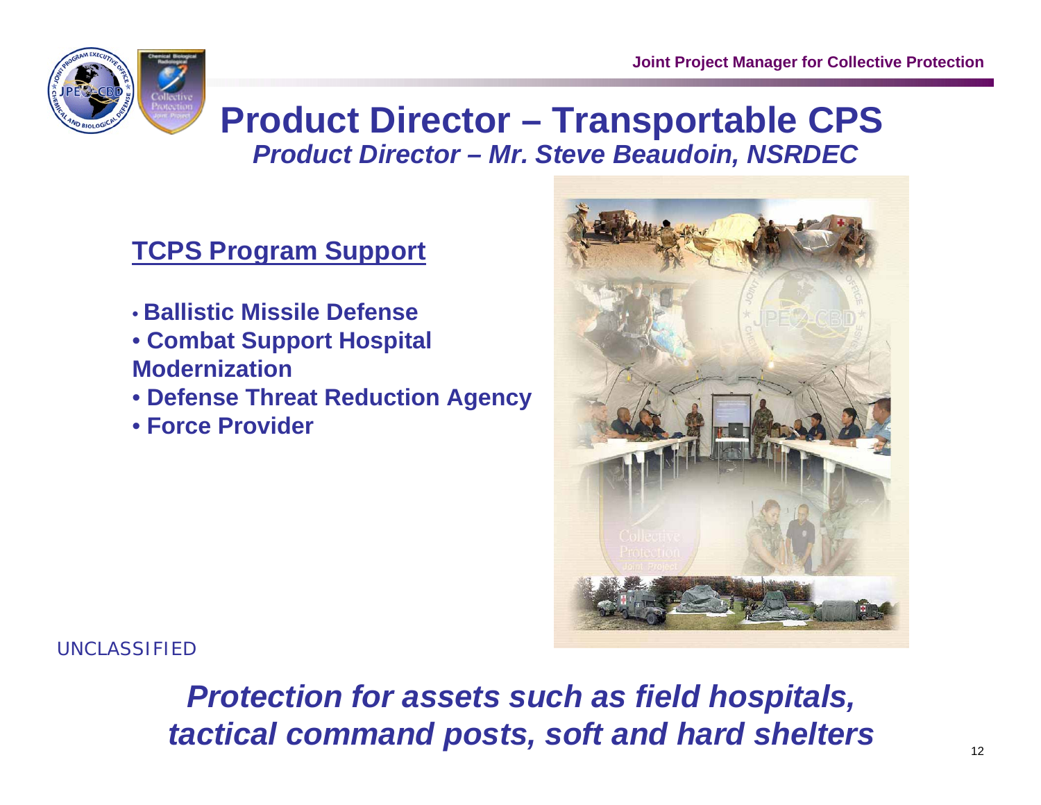# Product Director – Transportable CPS

***Product Director – Mr. Steve Beaudoin, NSRDEC***

## TCPS Program Support

- **Ballistic Missile Defense**
- **Combat Support Hospital Modernization**
- **Defense Threat Reduction Agency**
- **Force Provider**

UNCLASSIFIED

***Protection for assets such as field hospitals, tactical command posts, soft and hard shelters***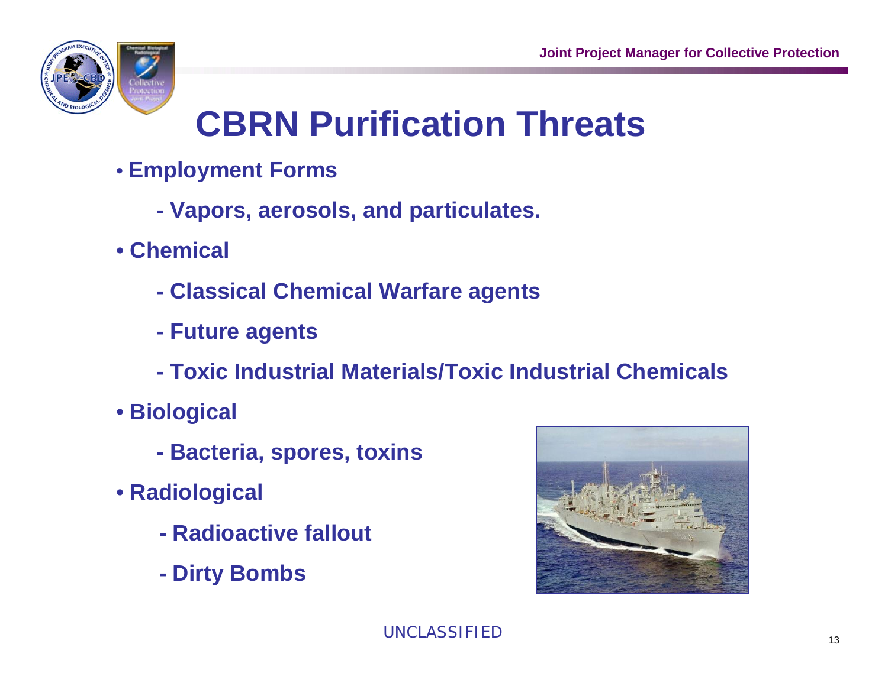# CBRN Purification Threats

- **Employment Forms**
  - **Vapors, aerosols, and particulates.**
- **Chemical**
  - **Classical Chemical Warfare agents**
  - **Future agents**
  - **Toxic Industrial Materials/Toxic Industrial Chemicals**
- **Biological**
  - **Bacteria, spores, toxins**
- **Radiological**
  - **Radioactive fallout**
  - **Dirty Bombs**

UNCLASSIFIED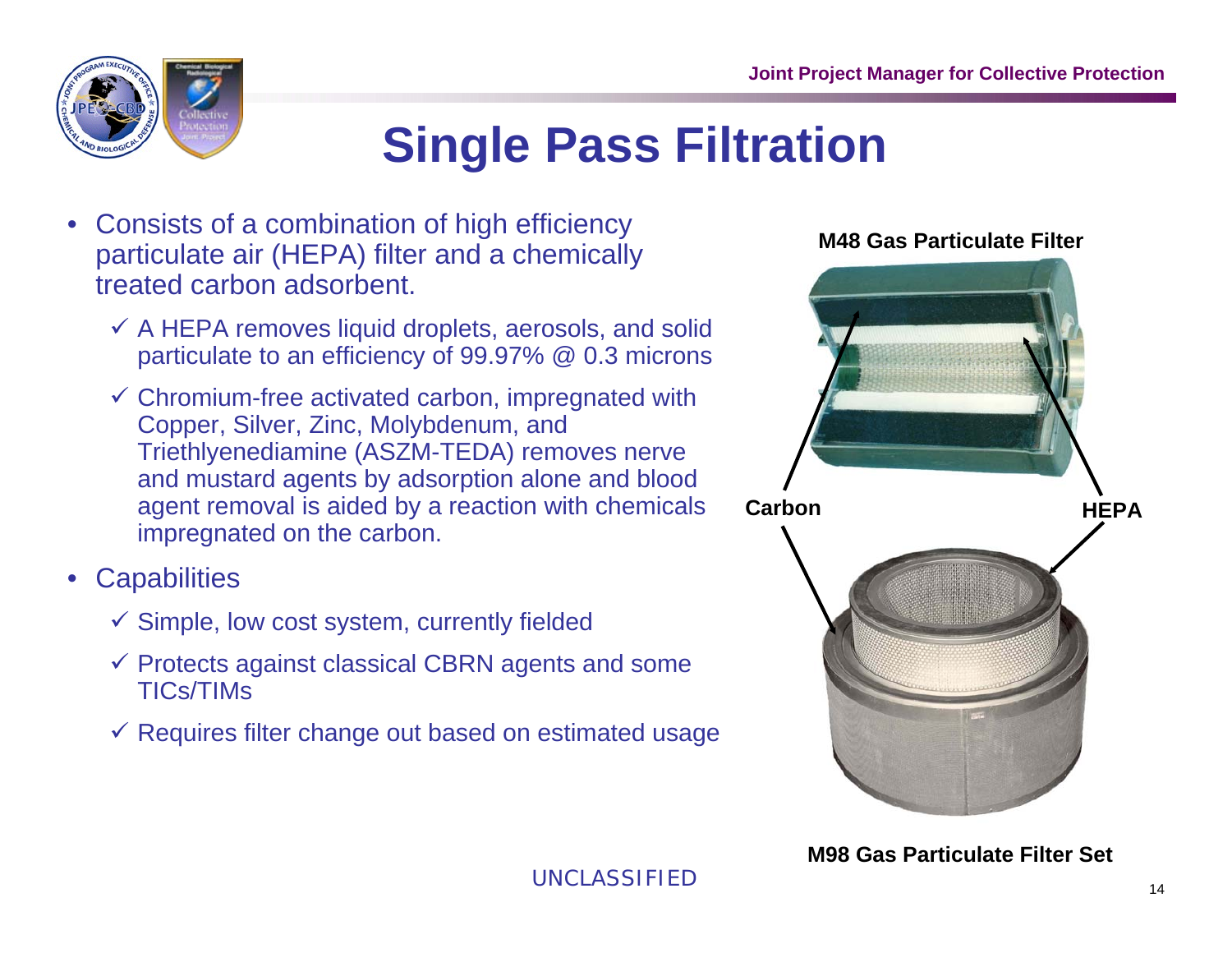# Single Pass Filtration

- Consists of a combination of high efficiency particulate air (HEPA) filter and a chemically treated carbon adsorbent.
  - ✓ A HEPA removes liquid droplets, aerosols, and solid particulate to an efficiency of 99.97% @ 0.3 microns
  - ✓ Chromium-free activated carbon, impregnated with Copper, Silver, Zinc, Molybdenum, and Triethlyenediamine (ASZM-TEDA) removes nerve and mustard agents by adsorption alone and blood agent removal is aided by a reaction with chemicals impregnated on the carbon.
- Capabilities
  - ✓ Simple, low cost system, currently fielded
  - ✓ Protects against classical CBRN agents and some TICs/TIMs
  - ✓ Requires filter change out based on estimated usage

**M48 Gas Particulate Filter**

**Carbon**

**HEPA**

**M98 Gas Particulate Filter Set**

UNCLASSIFIED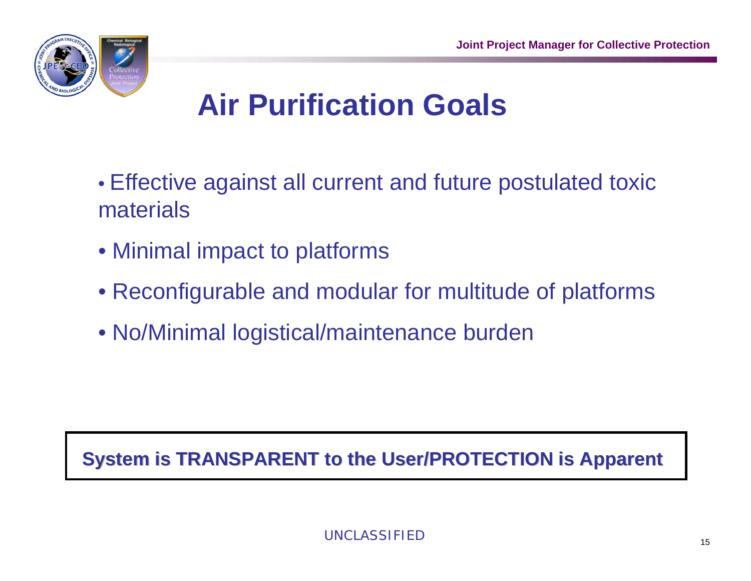# Air Purification Goals

- Effective against all current and future postulated toxic materials
- Minimal impact to platforms
- Reconfigurable and modular for multitude of platforms
- No/Minimal logistical/maintenance burden

**System is TRANSPARENT to the User/PROTECTION is Apparent**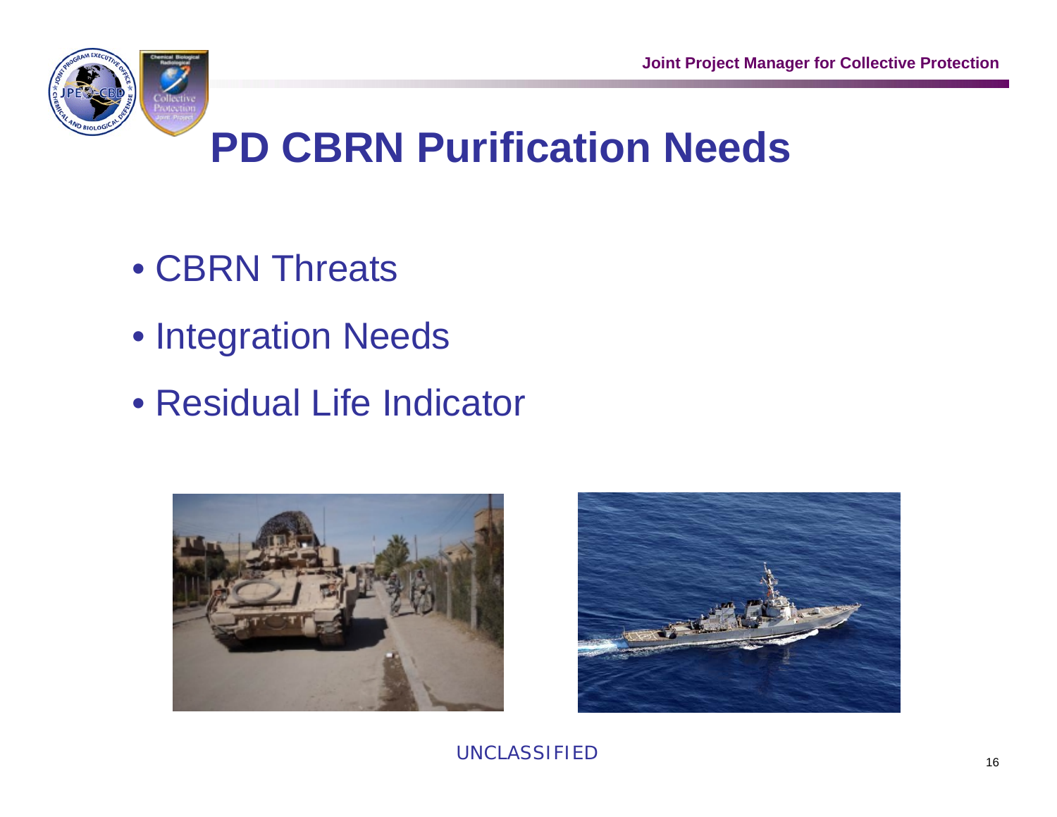# PD CBRN Purification Needs

- CBRN Threats
- Integration Needs
- Residual Life Indicator

UNCLASSIFIED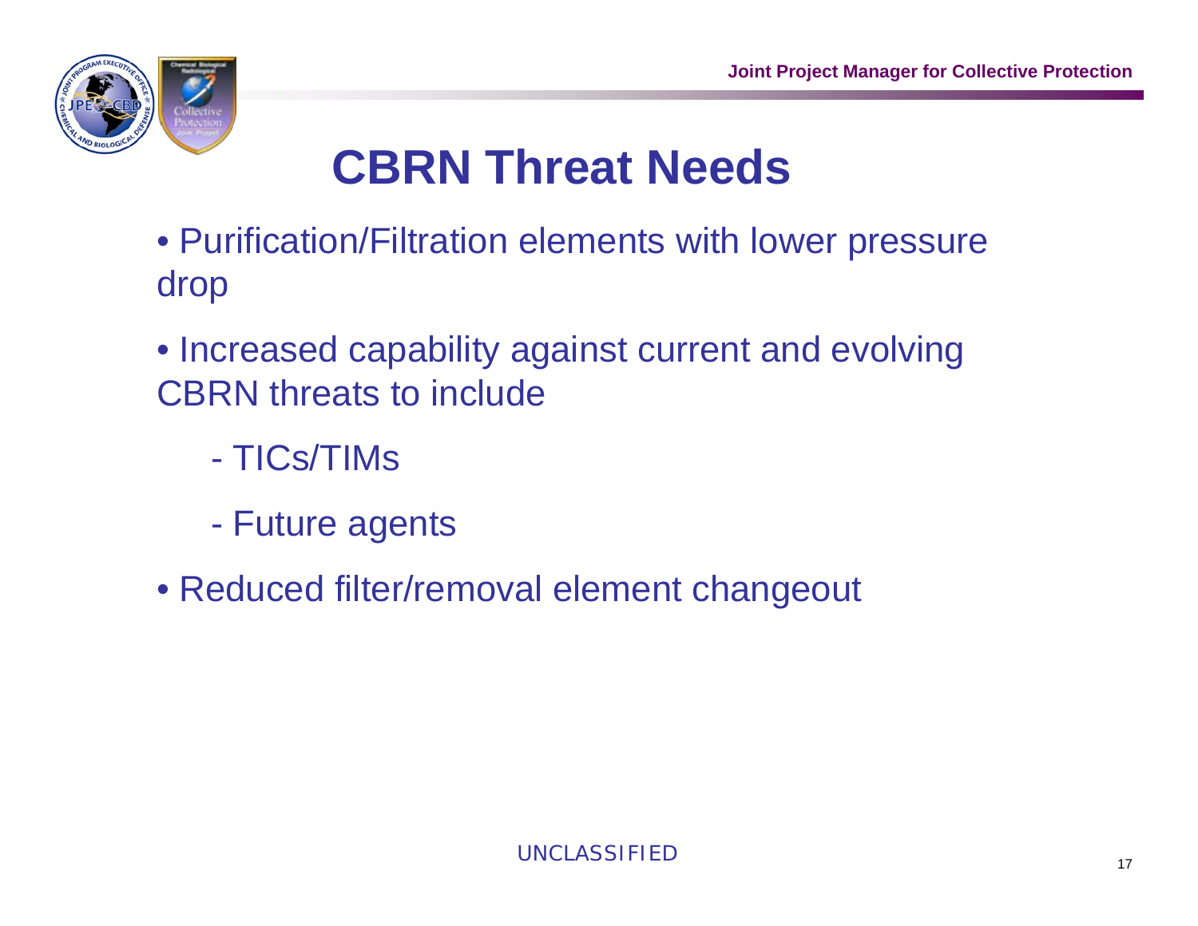# CBRN Threat Needs

- Purification/Filtration elements with lower pressure drop
- Increased capability against current and evolving CBRN threats to include
  - TICs/TIMs
  - Future agents
- Reduced filter/removal element changeout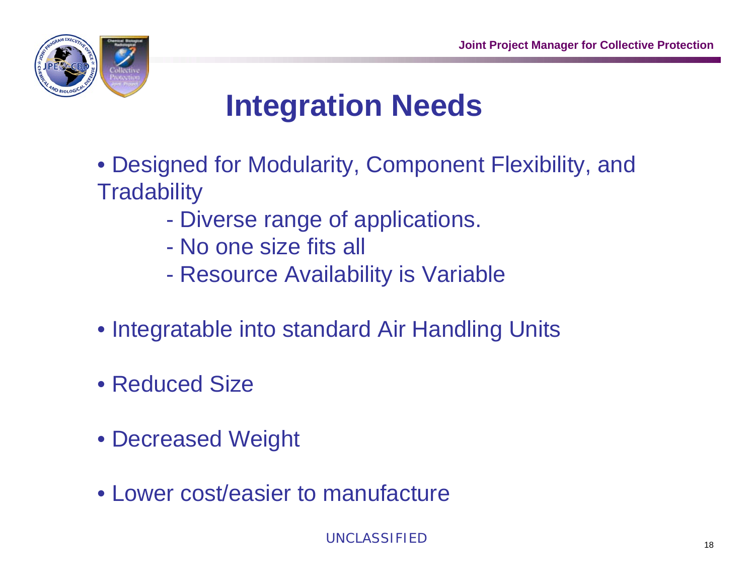# Integration Needs

- Designed for Modularity, Component Flexibility, and Tradability
  - Diverse range of applications.
  - No one size fits all
  - Resource Availability is Variable
- Integratable into standard Air Handling Units
- Reduced Size
- Decreased Weight
- Lower cost/easier to manufacture

UNCLASSIFIED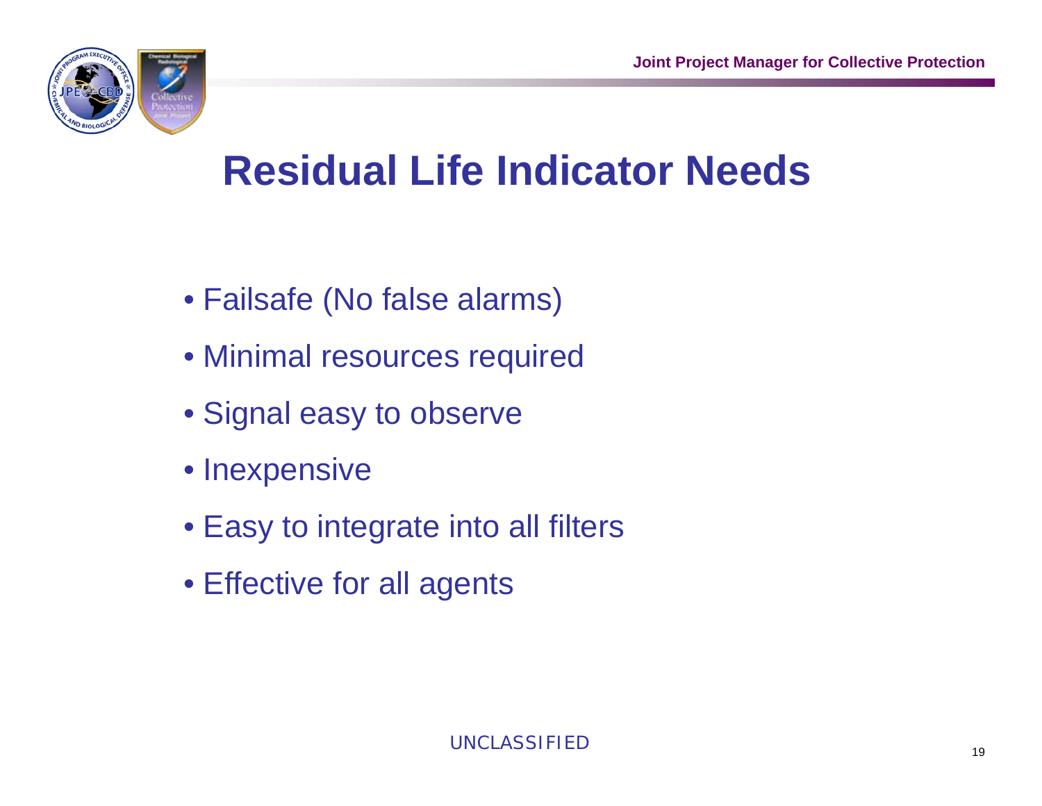# Residual Life Indicator Needs

- Failsafe (No false alarms)
- Minimal resources required
- Signal easy to observe
- Inexpensive
- Easy to integrate into all filters
- Effective for all agents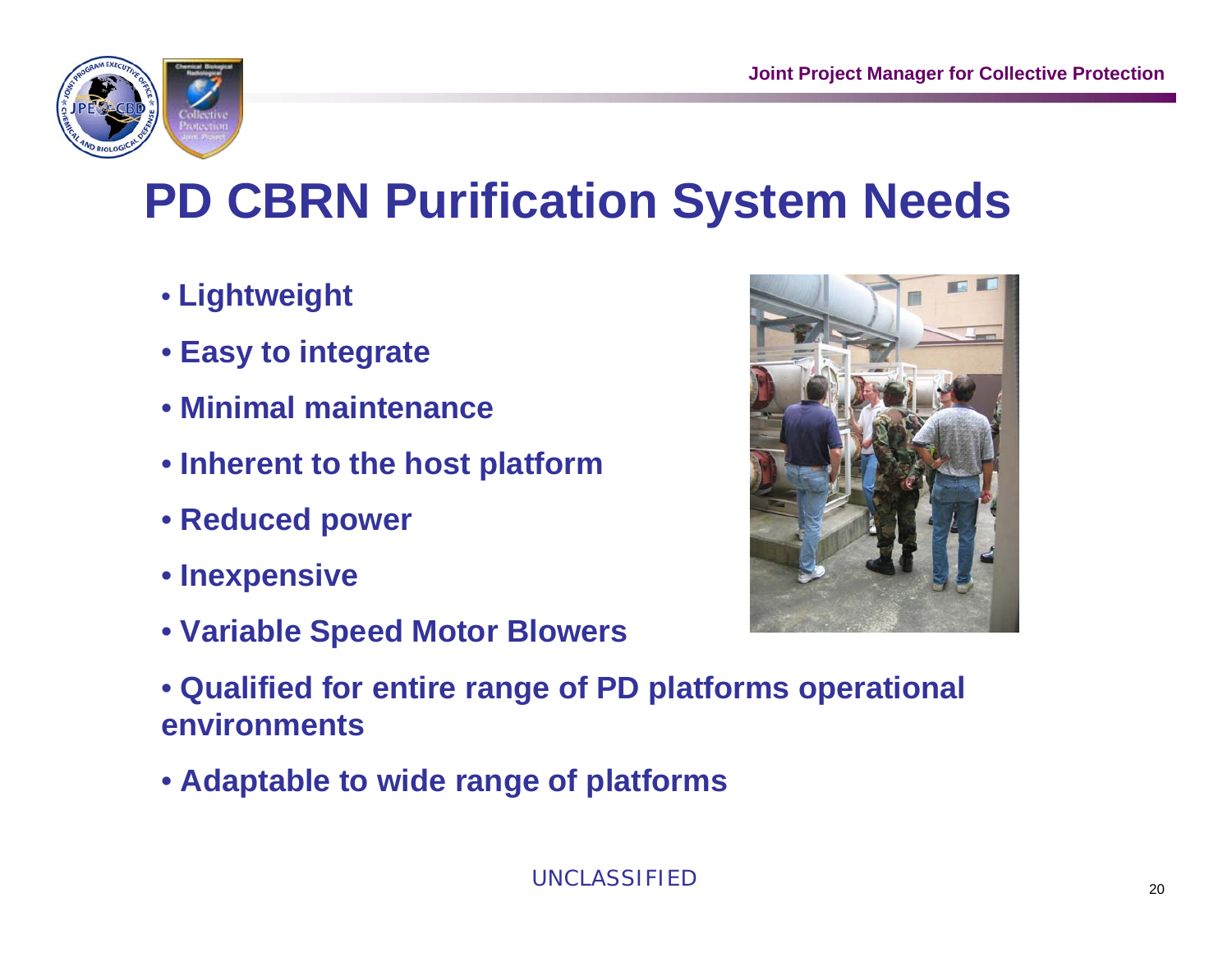# PD CBRN Purification System Needs

- Lightweight
- Easy to integrate
- Minimal maintenance
- Inherent to the host platform
- Reduced power
- Inexpensive
- Variable Speed Motor Blowers
- Qualified for entire range of PD platforms operational environments
- Adaptable to wide range of platforms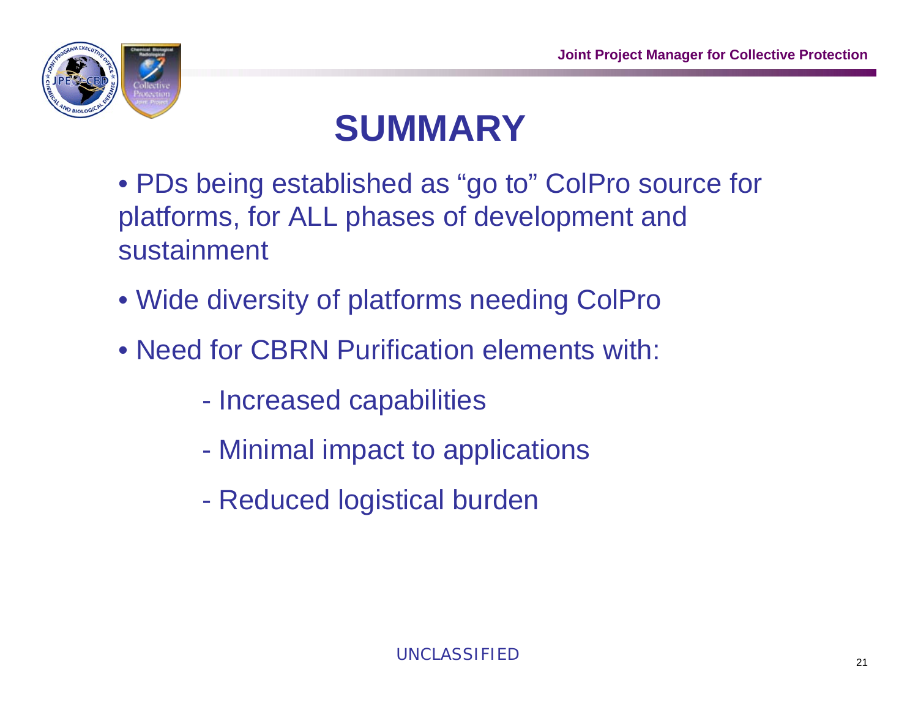# SUMMARY

- PDs being established as "go to" ColPro source for platforms, for ALL phases of development and sustainment
- Wide diversity of platforms needing ColPro
- Need for CBRN Purification elements with:
  - Increased capabilities
  - Minimal impact to applications
  - Reduced logistical burden

UNCLASSIFIED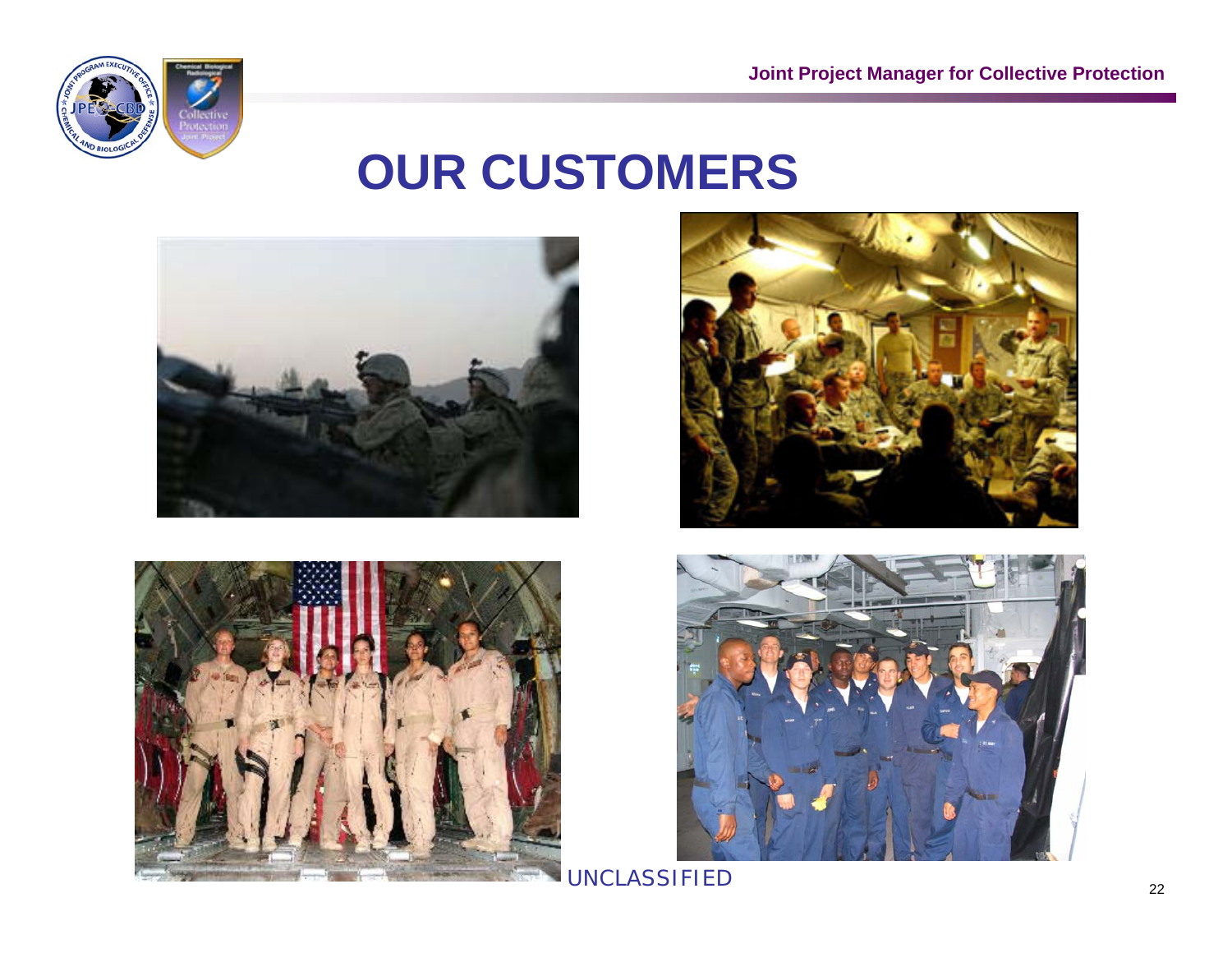# OUR CUSTOMERS

UNCLASSIFIED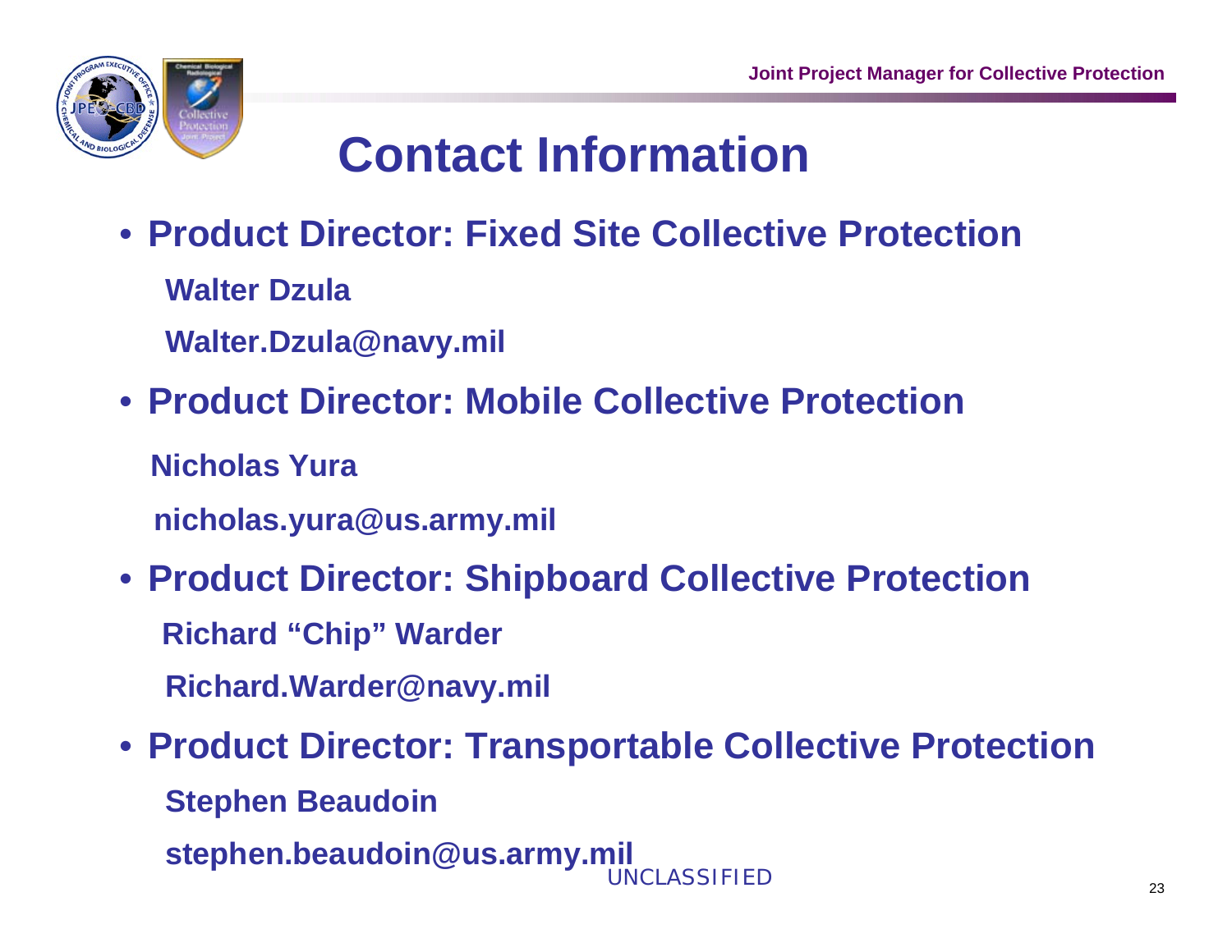# Contact Information

- **Product Director: Fixed Site Collective Protection**

  **Walter Dzula**

  **Walter.Dzula@navy.mil**

- **Product Director: Mobile Collective Protection**

  **Nicholas Yura**

  **nicholas.yura@us.army.mil**

- **Product Director: Shipboard Collective Protection**

  **Richard "Chip" Warder**

  **Richard.Warder@navy.mil**

- **Product Director: Transportable Collective Protection**

  **Stephen Beaudoin**

  **stephen.beaudoin@us.army.mil**

UNCLASSIFIED